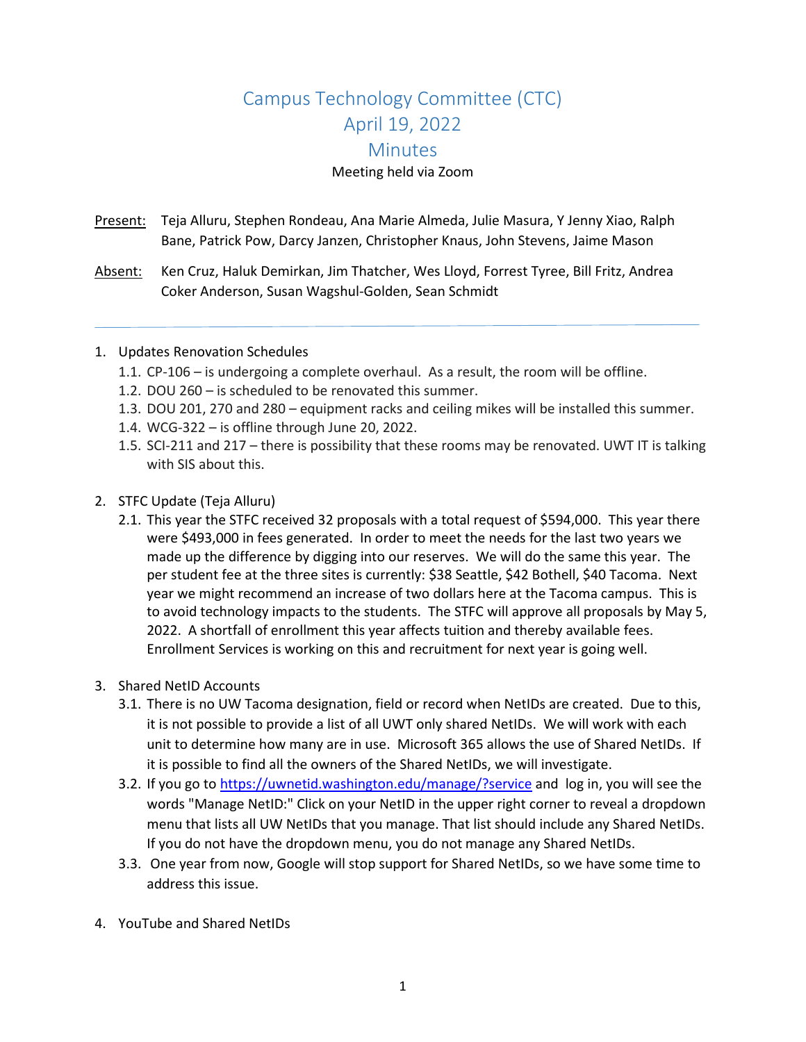# Campus Technology Committee (CTC)

# April 19, 2022

# Minutes

Meeting held via Zoom

Present: Teja Alluru, Stephen Rondeau, Ana Marie Almeda, Julie Masura, Y Jenny Xiao, Ralph Bane, Patrick Pow, Darcy Janzen, Christopher Knaus, John Stevens, Jaime Mason

Absent: Ken Cruz, Haluk Demirkan, Jim Thatcher, Wes Lloyd, Forrest Tyree, Bill Fritz, Andrea Coker Anderson, Susan Wagshul-Golden, Sean Schmidt

---

1. Updates Renovation Schedules
   - 1.1. CP-106 – is undergoing a complete overhaul. As a result, the room will be offline.
   - 1.2. DOU 260 – is scheduled to be renovated this summer.
   - 1.3. DOU 201, 270 and 280 – equipment racks and ceiling mikes will be installed this summer.
   - 1.4. WCG-322 – is offline through June 20, 2022.
   - 1.5. SCI-211 and 217 – there is possibility that these rooms may be renovated. UWT IT is talking with SIS about this.

2. STFC Update (Teja Alluru)
   - 2.1. This year the STFC received 32 proposals with a total request of $594,000. This year there were $493,000 in fees generated. In order to meet the needs for the last two years we made up the difference by digging into our reserves. We will do the same this year. The per student fee at the three sites is currently: $38 Seattle, $42 Bothell, $40 Tacoma. Next year we might recommend an increase of two dollars here at the Tacoma campus. This is to avoid technology impacts to the students. The STFC will approve all proposals by May 5, 2022. A shortfall of enrollment this year affects tuition and thereby available fees. Enrollment Services is working on this and recruitment for next year is going well.

3. Shared NetID Accounts
   - 3.1. There is no UW Tacoma designation, field or record when NetIDs are created. Due to this, it is not possible to provide a list of all UWT only shared NetIDs. We will work with each unit to determine how many are in use. Microsoft 365 allows the use of Shared NetIDs. If it is possible to find all the owners of the Shared NetIDs, we will investigate.
   - 3.2. If you go to [https://uwnetid.washington.edu/manage/?service](https://uwnetid.washington.edu/manage/?service) and log in, you will see the words "Manage NetID:" Click on your NetID in the upper right corner to reveal a dropdown menu that lists all UW NetIDs that you manage. That list should include any Shared NetIDs. If you do not have the dropdown menu, you do not manage any Shared NetIDs.
   - 3.3. One year from now, Google will stop support for Shared NetIDs, so we have some time to address this issue.

4. YouTube and Shared NetIDs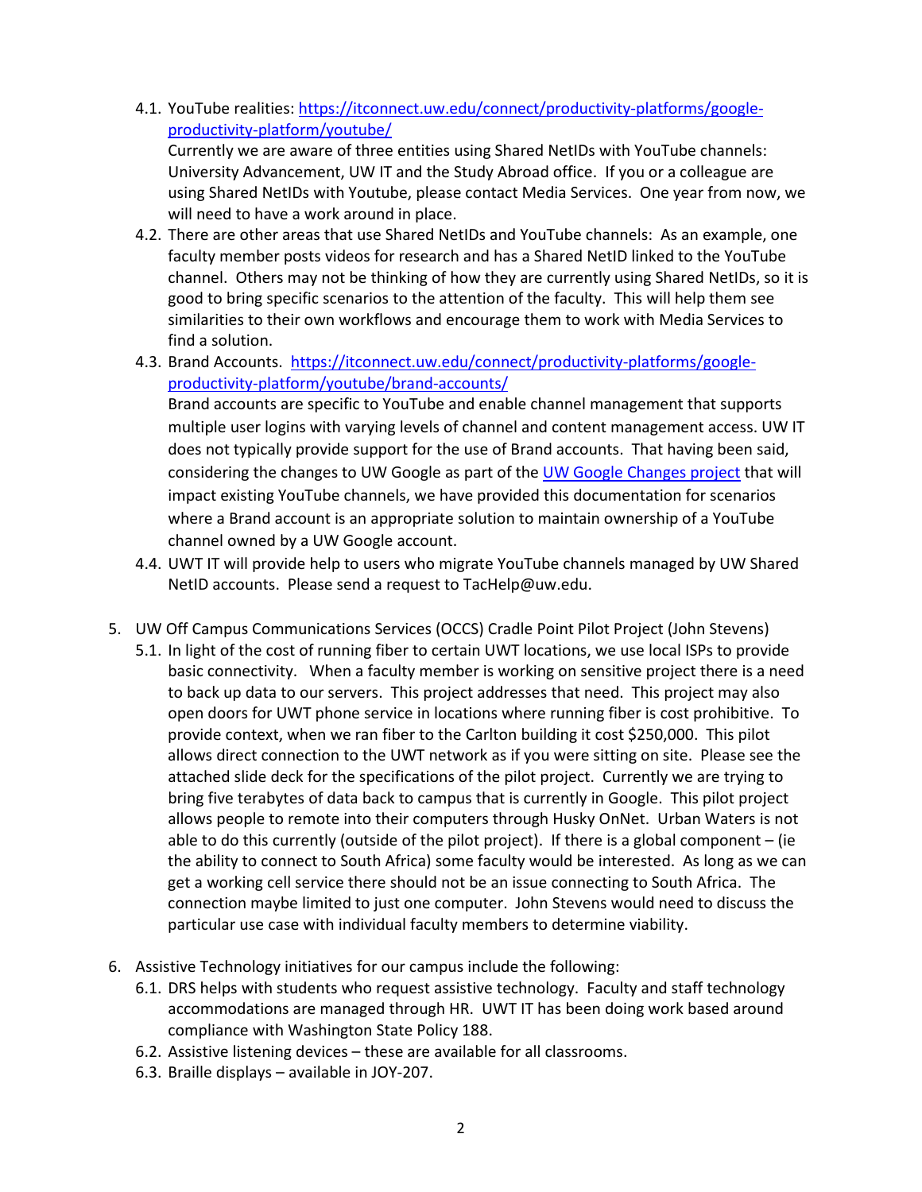4.1. YouTube realities: [https://itconnect.uw.edu/connect/productivity-platforms/google-productivity-platform/youtube/](https://itconnect.uw.edu/connect/productivity-platforms/google-productivity-platform/youtube/)
Currently we are aware of three entities using Shared NetIDs with YouTube channels: University Advancement, UW IT and the Study Abroad office. If you or a colleague are using Shared NetIDs with Youtube, please contact Media Services. One year from now, we will need to have a work around in place.

4.2. There are other areas that use Shared NetIDs and YouTube channels: As an example, one faculty member posts videos for research and has a Shared NetID linked to the YouTube channel. Others may not be thinking of how they are currently using Shared NetIDs, so it is good to bring specific scenarios to the attention of the faculty. This will help them see similarities to their own workflows and encourage them to work with Media Services to find a solution.

4.3. Brand Accounts. [https://itconnect.uw.edu/connect/productivity-platforms/google-productivity-platform/youtube/brand-accounts/](https://itconnect.uw.edu/connect/productivity-platforms/google-productivity-platform/youtube/brand-accounts/)
Brand accounts are specific to YouTube and enable channel management that supports multiple user logins with varying levels of channel and content management access. UW IT does not typically provide support for the use of Brand accounts. That having been said, considering the changes to UW Google as part of the UW Google Changes project that will impact existing YouTube channels, we have provided this documentation for scenarios where a Brand account is an appropriate solution to maintain ownership of a YouTube channel owned by a UW Google account.

4.4. UWT IT will provide help to users who migrate YouTube channels managed by UW Shared NetID accounts. Please send a request to TacHelp@uw.edu.

5. UW Off Campus Communications Services (OCCS) Cradle Point Pilot Project (John Stevens)

5.1. In light of the cost of running fiber to certain UWT locations, we use local ISPs to provide basic connectivity. When a faculty member is working on sensitive project there is a need to back up data to our servers. This project addresses that need. This project may also open doors for UWT phone service in locations where running fiber is cost prohibitive. To provide context, when we ran fiber to the Carlton building it cost $250,000. This pilot allows direct connection to the UWT network as if you were sitting on site. Please see the attached slide deck for the specifications of the pilot project. Currently we are trying to bring five terabytes of data back to campus that is currently in Google. This pilot project allows people to remote into their computers through Husky OnNet. Urban Waters is not able to do this currently (outside of the pilot project). If there is a global component – (ie the ability to connect to South Africa) some faculty would be interested. As long as we can get a working cell service there should not be an issue connecting to South Africa. The connection maybe limited to just one computer. John Stevens would need to discuss the particular use case with individual faculty members to determine viability.

6. Assistive Technology initiatives for our campus include the following:

6.1. DRS helps with students who request assistive technology. Faculty and staff technology accommodations are managed through HR. UWT IT has been doing work based around compliance with Washington State Policy 188.

6.2. Assistive listening devices – these are available for all classrooms.

6.3. Braille displays – available in JOY-207.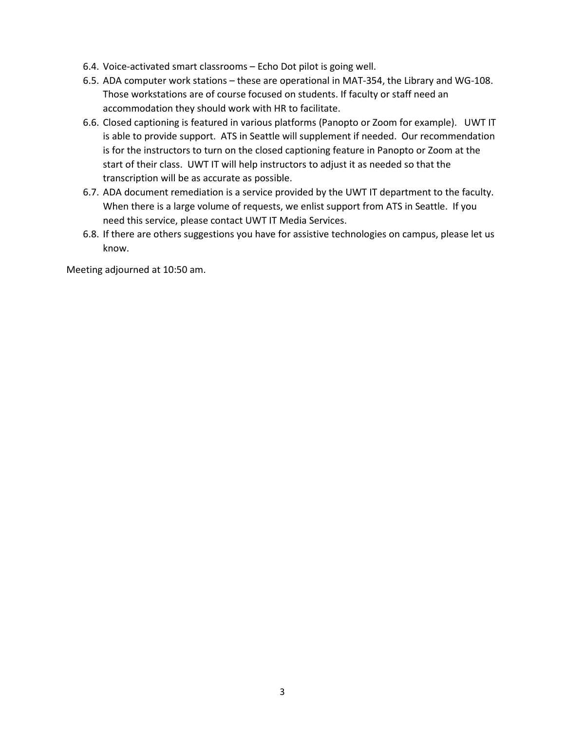6.4. Voice-activated smart classrooms – Echo Dot pilot is going well.

6.5. ADA computer work stations – these are operational in MAT-354, the Library and WG-108. Those workstations are of course focused on students. If faculty or staff need an accommodation they should work with HR to facilitate.

6.6. Closed captioning is featured in various platforms (Panopto or Zoom for example). UWT IT is able to provide support. ATS in Seattle will supplement if needed. Our recommendation is for the instructors to turn on the closed captioning feature in Panopto or Zoom at the start of their class. UWT IT will help instructors to adjust it as needed so that the transcription will be as accurate as possible.

6.7. ADA document remediation is a service provided by the UWT IT department to the faculty. When there is a large volume of requests, we enlist support from ATS in Seattle. If you need this service, please contact UWT IT Media Services.

6.8. If there are others suggestions you have for assistive technologies on campus, please let us know.

Meeting adjourned at 10:50 am.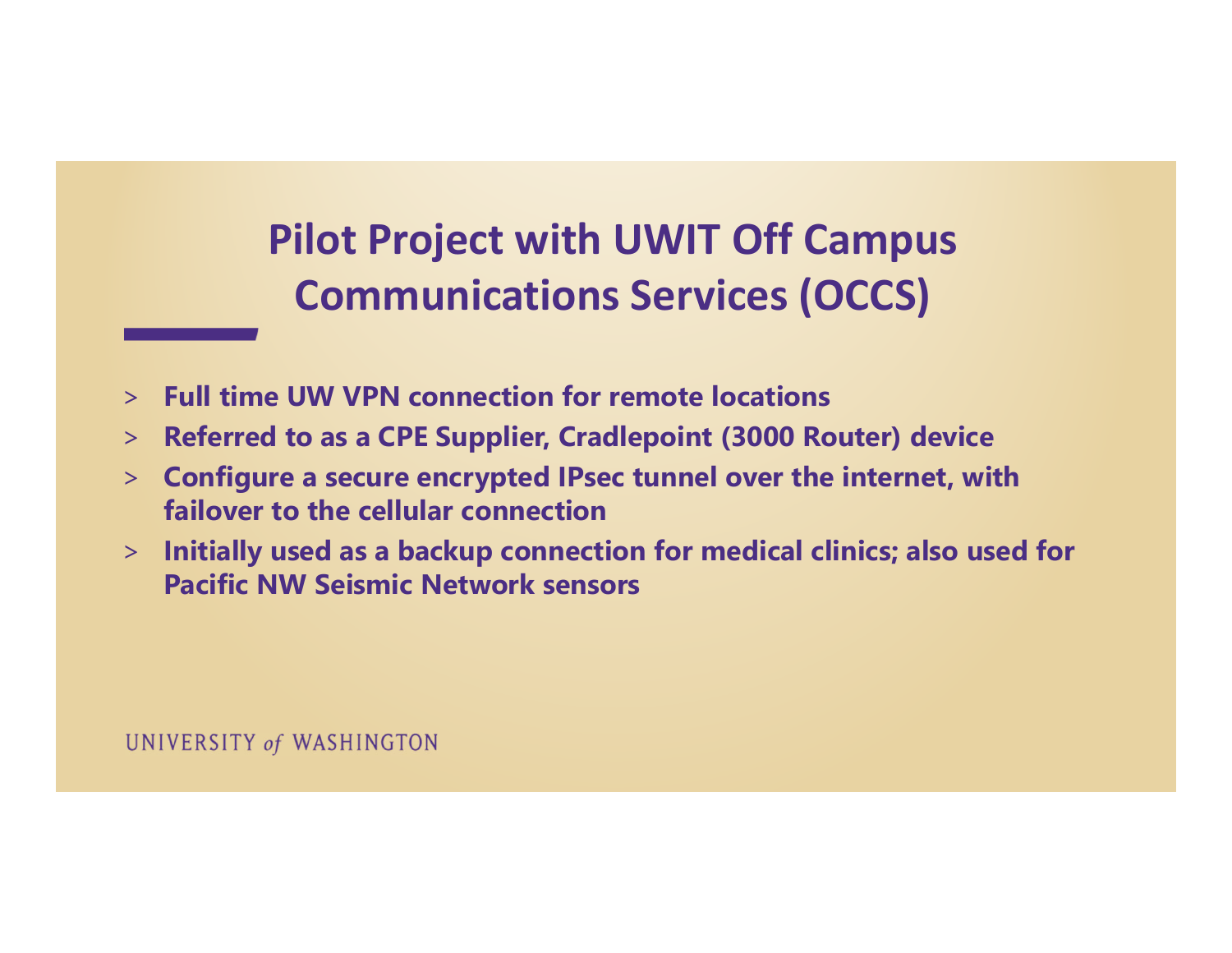# Pilot Project with UWIT Off Campus Communications Services (OCCS)

- **Full time UW VPN connection for remote locations**
- **Referred to as a CPE Supplier, Cradlepoint (3000 Router) device**
- **Configure a secure encrypted IPsec tunnel over the internet, with failover to the cellular connection**
- **Initially used as a backup connection for medical clinics; also used for Pacific NW Seismic Network sensors**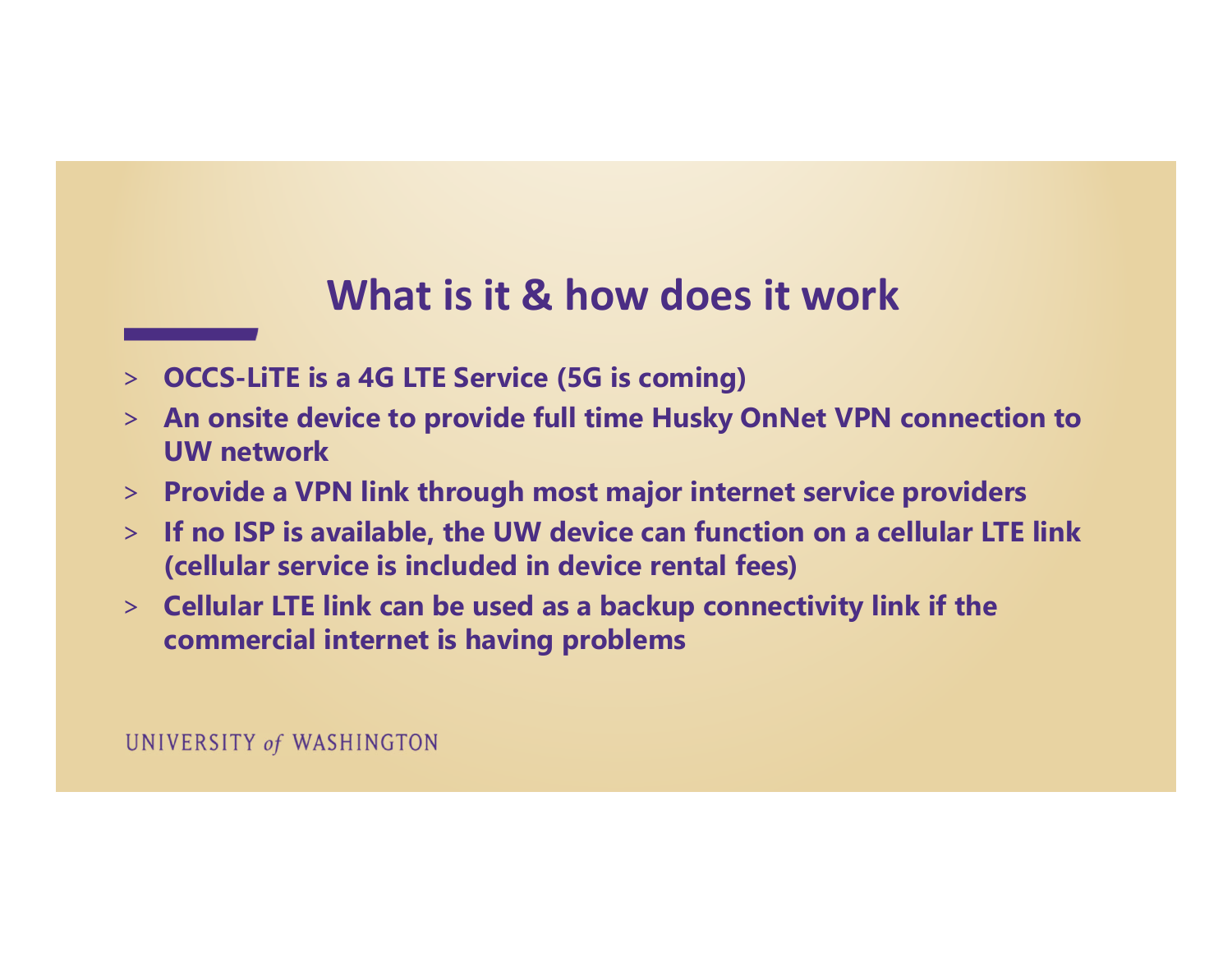# What is it & how does it work

- **OCCS-LiTE is a 4G LTE Service (5G is coming)**
- **An onsite device to provide full time Husky OnNet VPN connection to UW network**
- **Provide a VPN link through most major internet service providers**
- **If no ISP is available, the UW device can function on a cellular LTE link (cellular service is included in device rental fees)**
- **Cellular LTE link can be used as a backup connectivity link if the commercial internet is having problems**

UNIVERSITY *of* WASHINGTON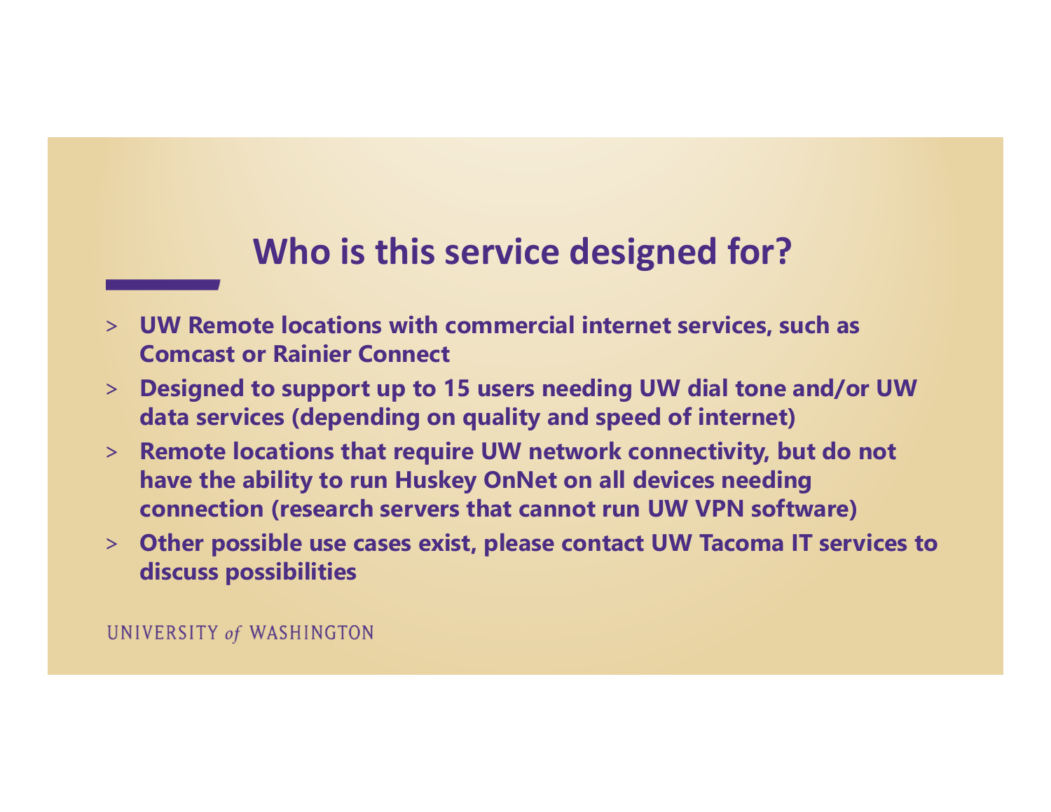## Who is this service designed for?

- **UW Remote locations with commercial internet services, such as Comcast or Rainier Connect**
- **Designed to support up to 15 users needing UW dial tone and/or UW data services (depending on quality and speed of internet)**
- **Remote locations that require UW network connectivity, but do not have the ability to run Huskey OnNet on all devices needing connection (research servers that cannot run UW VPN software)**
- **Other possible use cases exist, please contact UW Tacoma IT services to discuss possibilities**

UNIVERSITY *of* WASHINGTON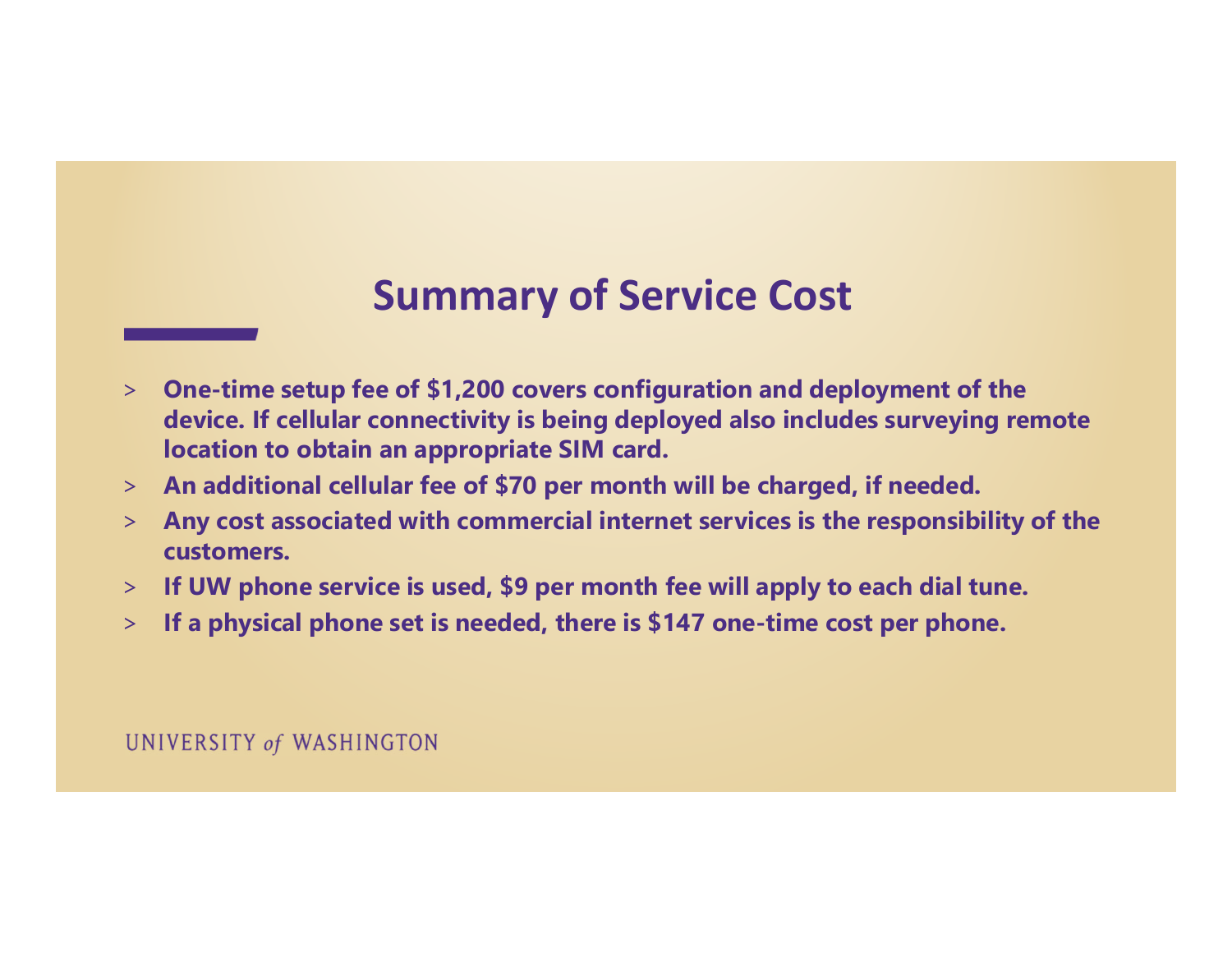# Summary of Service Cost

- **One-time setup fee of $1,200 covers configuration and deployment of the device. If cellular connectivity is being deployed also includes surveying remote location to obtain an appropriate SIM card.**
- **An additional cellular fee of $70 per month will be charged, if needed.**
- **Any cost associated with commercial internet services is the responsibility of the customers.**
- **If UW phone service is used, $9 per month fee will apply to each dial tune.**
- **If a physical phone set is needed, there is $147 one-time cost per phone.**

UNIVERSITY *of* WASHINGTON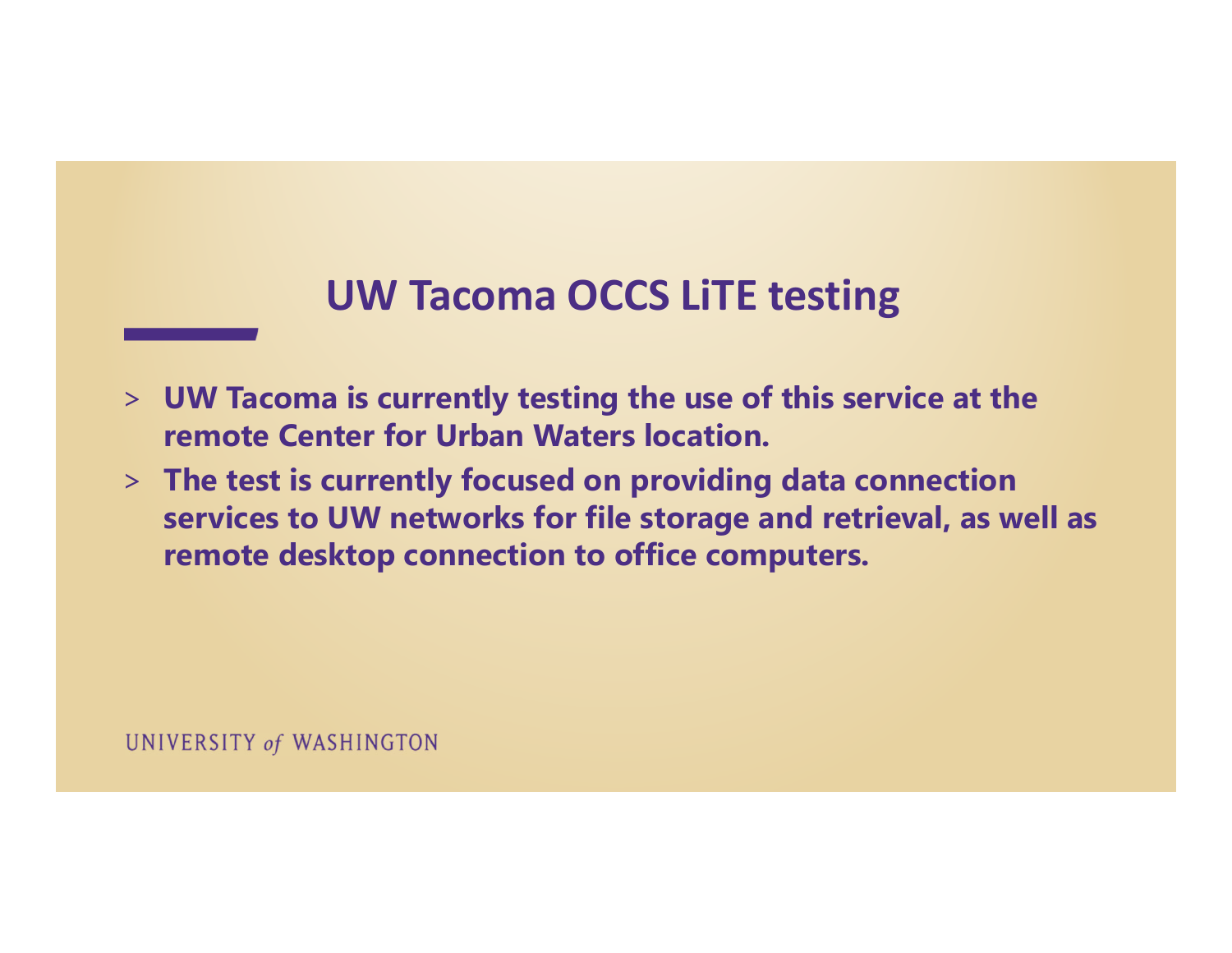# UW Tacoma OCCS LiTE testing

- **UW Tacoma is currently testing the use of this service at the remote Center for Urban Waters location.**
- **The test is currently focused on providing data connection services to UW networks for file storage and retrieval, as well as remote desktop connection to office computers.**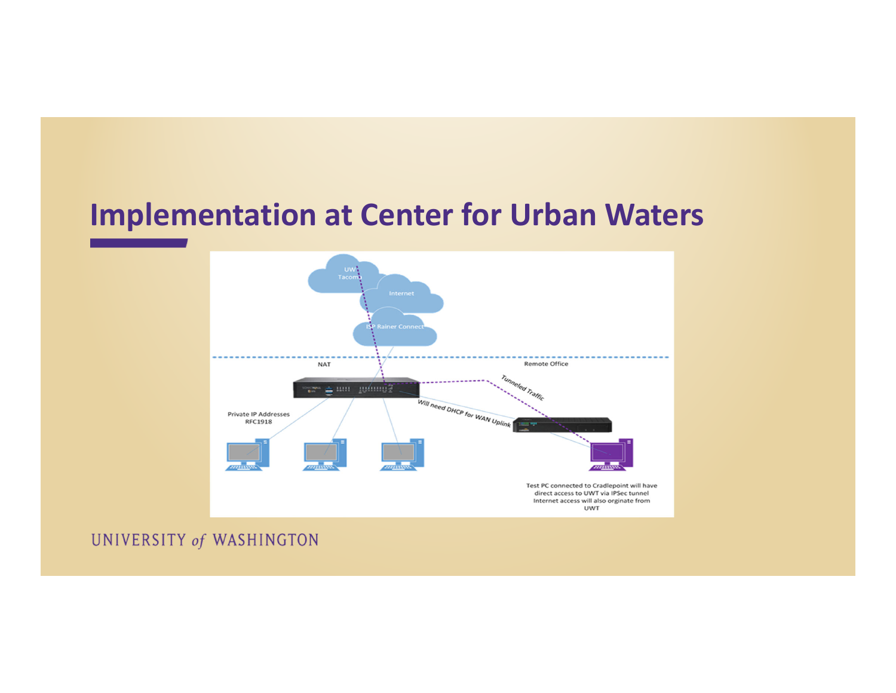# Implementation at Center for Urban Waters

UW Tacoma

Internet

ISP Rainer Connect

NAT

Remote Office

Tunneled Traffic

Will need DHCP for WAN Uplink

Private IP Addresses RFC1918

Test PC connected to Cradlepoint will have direct access to UWT via IPSec tunnel Internet access will also orginate from UWT